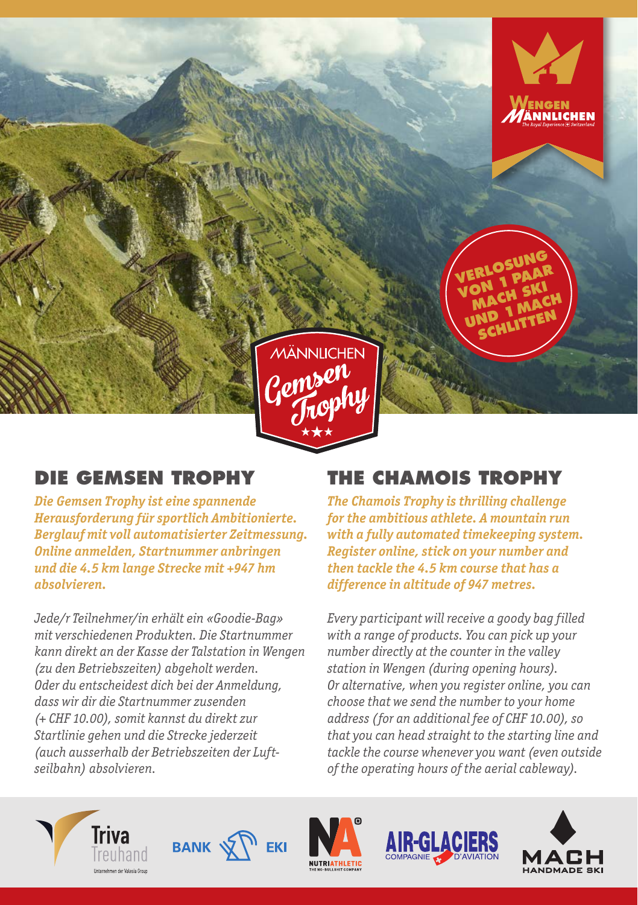Wengen Männlichen
*The Royal Experience Switzerland*

VERLOSUNG VON 1 PAAR MACH SKI UND 1 MACH SCHLITTEN

MÄNNLICHEN
Gemsen Trophy

## DIE GEMSEN TROPHY

***Die Gemsen Trophy ist eine spannende Herausforderung für sportlich Ambitionierte. Berglauf mit voll automatisierter Zeitmessung. Online anmelden, Startnummer anbringen und die 4.5 km lange Strecke mit +947 hm absolvieren.***

*Jede/r Teilnehmer/in erhält ein «Goodie-Bag» mit verschiedenen Produkten. Die Startnummer kann direkt an der Kasse der Talstation in Wengen (zu den Betriebszeiten) abgeholt werden. Oder du entscheidest dich bei der Anmeldung, dass wir dir die Startnummer zusenden (+ CHF 10.00), somit kannst du direkt zur Startlinie gehen und die Strecke jederzeit (auch ausserhalb der Betriebszeiten der Luftseilbahn) absolvieren.*

## THE CHAMOIS TROPHY

***The Chamois Trophy is thrilling challenge for the ambitious athlete. A mountain run with a fully automated timekeeping system. Register online, stick on your number and then tackle the 4.5 km course that has a difference in altitude of 947 metres.***

*Every participant will receive a goody bag filled with a range of products. You can pick up your number directly at the counter in the valley station in Wengen (during opening hours). Or alternative, when you register online, you can choose that we send the number to your home address (for an additional fee of CHF 10.00), so that you can head straight to the starting line and tackle the course whenever you want (even outside of the operating hours of the aerial cableway).*

Triva Treuhand – Unternehmen der Valesia Group | BANK EKI | NUTRIATHLETIC – THE NO-BULLSHIT COMPANY | AIR-GLACIERS COMPAGNIE D'AVIATION | MACH HANDMADE SKI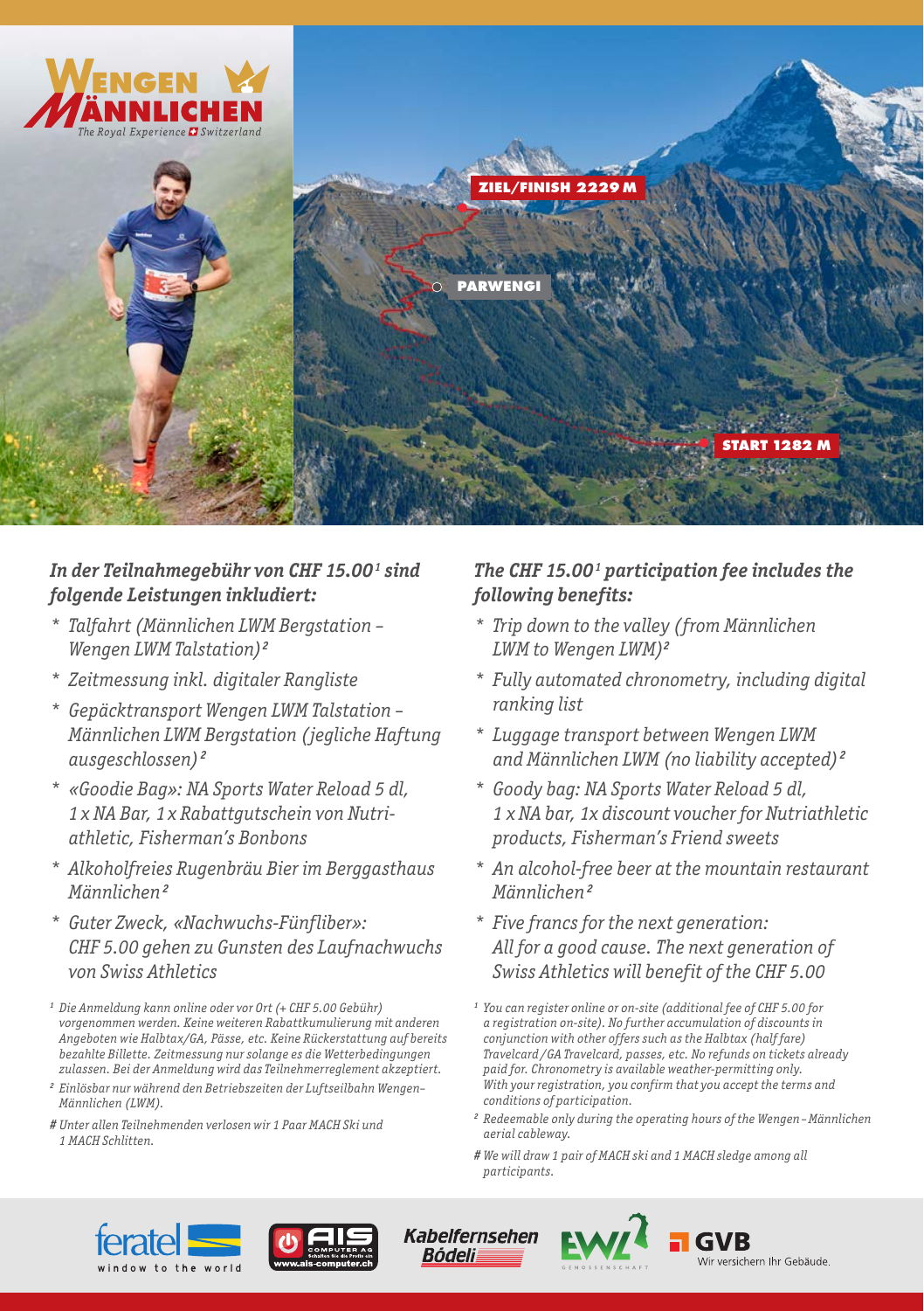WENGEN MÄNNLICHEN
The Royal Experience Switzerland

ZIEL/FINISH 2229 M

PARWENGI

START 1282 M

### *In der Teilnahmegebühr von CHF 15.00[1] sind folgende Leistungen inkludiert:*

- *Talfahrt (Männlichen LWM Bergstation – Wengen LWM Talstation)[2]*
- *Zeitmessung inkl. digitaler Rangliste*
- *Gepäcktransport Wengen LWM Talstation – Männlichen LWM Bergstation (jegliche Haftung ausgeschlossen)[2]*
- *«Goodie Bag»: NA Sports Water Reload 5 dl, 1 x NA Bar, 1 x Rabattgutschein von Nutri­athletic, Fisherman's Bonbons*
- *Alkoholfreies Rugenbräu Bier im Berggasthaus Männlichen[2]*
- *Guter Zweck, «Nachwuchs-Fünfliber»: CHF 5.00 gehen zu Gunsten des Laufnachwuchs von Swiss Athletics*

*[1] Die Anmeldung kann online oder vor Ort (+ CHF 5.00 Gebühr) vorgenommen werden. Keine weiteren Rabattkumulierung mit anderen Angeboten wie Halbtax/GA, Pässe, etc. Keine Rückerstattung auf bereits bezahlte Billette. Zeitmessung nur solange es die Wetterbedingungen zulassen. Bei der Anmeldung wird das Teilnehmerreglement akzeptiert.*

*[2] Einlösbar nur während den Betriebszeiten der Luftseilbahn Wengen–Männlichen (LWM).*

*# Unter allen Teilnehmenden verlosen wir 1 Paar MACH Ski und 1 MACH Schlitten.*

### *The CHF 15.00[1] participation fee includes the following benefits:*

- *Trip down to the valley (from Männlichen LWM to Wengen LWM)[2]*
- *Fully automated chronometry, including digital ranking list*
- *Luggage transport between Wengen LWM and Männlichen LWM (no liability accepted)[2]*
- *Goody bag: NA Sports Water Reload 5 dl, 1 x NA bar, 1x discount voucher for Nutriathletic products, Fisherman's Friend sweets*
- *An alcohol-free beer at the mountain restaurant Männlichen[2]*
- *Five francs for the next generation: All for a good cause. The next generation of Swiss Athletics will benefit of the CHF 5.00*

*[1] You can register online or on-site (additional fee of CHF 5.00 for a registration on-site). No further accumulation of discounts in conjunction with other offers such as the Halbtax (half fare) Travelcard / GA Travelcard, passes, etc. No refunds on tickets already paid for. Chronometry is available weather-permitting only. With your registration, you confirm that you accept the terms and conditions of participation.*

*[2] Redeemable only during the operating hours of the Wengen – Männlichen aerial cableway.*

*# We will draw 1 pair of MACH ski and 1 MACH sledge among all participants.*

feratel – window to the world

AIS Computer AG – www.ais-computer.ch

Kabelfernsehen Bödeli

EWL Genossenschaft

GVB – Wir versichern Ihr Gebäude.